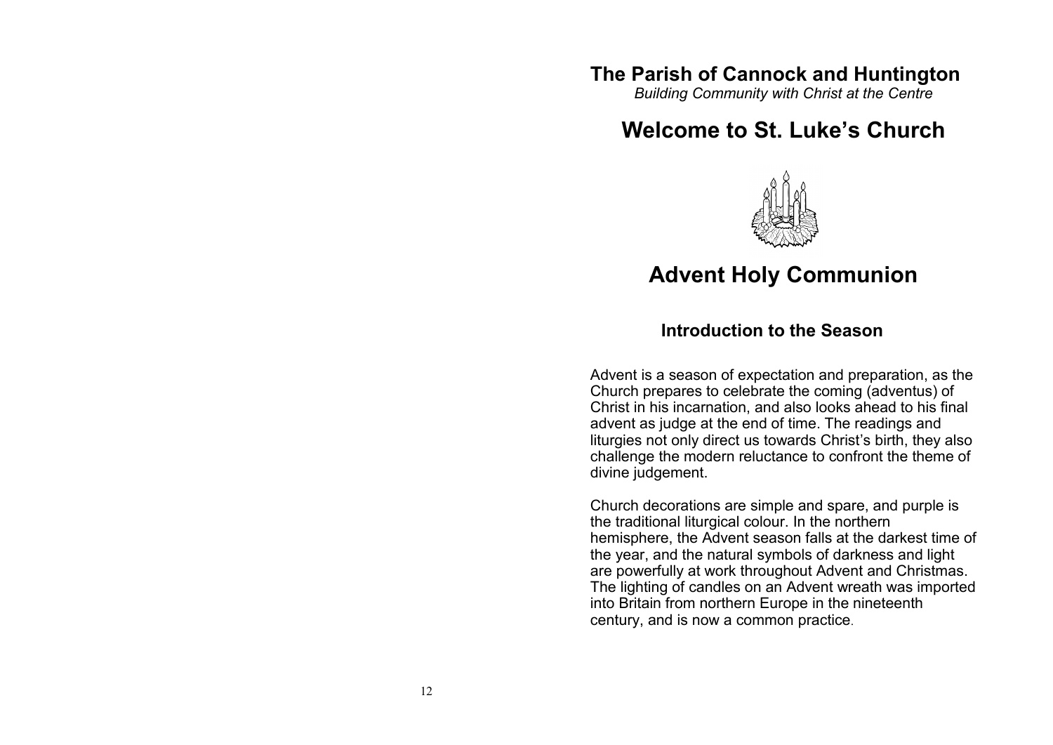# The Parish of Cannock and Huntington

*Building Community with Christ at the Centre*

# Welcome to St. Luke's Church

# Advent Holy Communion

## Introduction to the Season

Advent is a season of expectation and preparation, as the Church prepares to celebrate the coming (adventus) of Christ in his incarnation, and also looks ahead to his final advent as judge at the end of time. The readings and liturgies not only direct us towards Christ's birth, they also challenge the modern reluctance to confront the theme of divine judgement.

Church decorations are simple and spare, and purple is the traditional liturgical colour. In the northern hemisphere, the Advent season falls at the darkest time of the year, and the natural symbols of darkness and light are powerfully at work throughout Advent and Christmas. The lighting of candles on an Advent wreath was imported into Britain from northern Europe in the nineteenth century, and is now a common practice.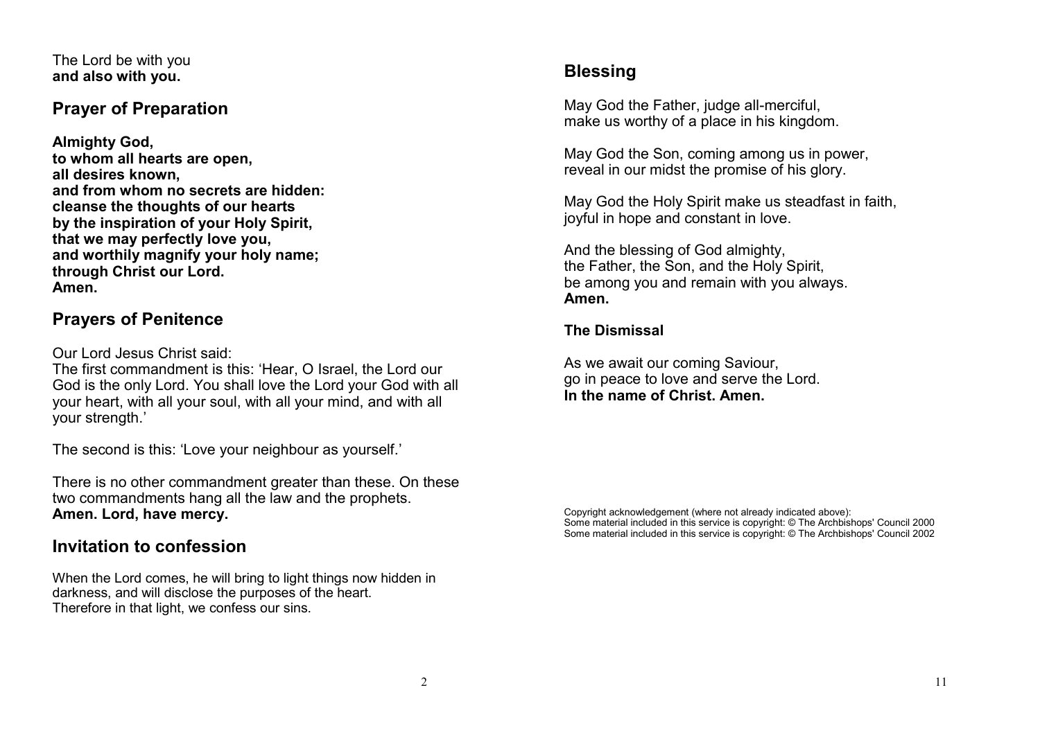The Lord be with you
**and also with you.**

## Prayer of Preparation

**Almighty God,**
**to whom all hearts are open,**
**all desires known,**
**and from whom no secrets are hidden:**
**cleanse the thoughts of our hearts**
**by the inspiration of your Holy Spirit,**
**that we may perfectly love you,**
**and worthily magnify your holy name;**
**through Christ our Lord.**
**Amen.**

## Prayers of Penitence

Our Lord Jesus Christ said:
The first commandment is this: 'Hear, O Israel, the Lord our God is the only Lord. You shall love the Lord your God with all your heart, with all your soul, with all your mind, and with all your strength.'

The second is this: 'Love your neighbour as yourself.'

There is no other commandment greater than these. On these two commandments hang all the law and the prophets.
**Amen. Lord, have mercy.**

## Invitation to confession

When the Lord comes, he will bring to light things now hidden in darkness, and will disclose the purposes of the heart.
Therefore in that light, we confess our sins.

## Blessing

May God the Father, judge all-merciful,
make us worthy of a place in his kingdom.

May God the Son, coming among us in power,
reveal in our midst the promise of his glory.

May God the Holy Spirit make us steadfast in faith,
joyful in hope and constant in love.

And the blessing of God almighty,
the Father, the Son, and the Holy Spirit,
be among you and remain with you always.
**Amen.**

### The Dismissal

As we await our coming Saviour,
go in peace to love and serve the Lord.
**In the name of Christ. Amen.**

Copyright acknowledgement (where not already indicated above):
Some material included in this service is copyright: © The Archbishops' Council 2000
Some material included in this service is copyright: © The Archbishops' Council 2002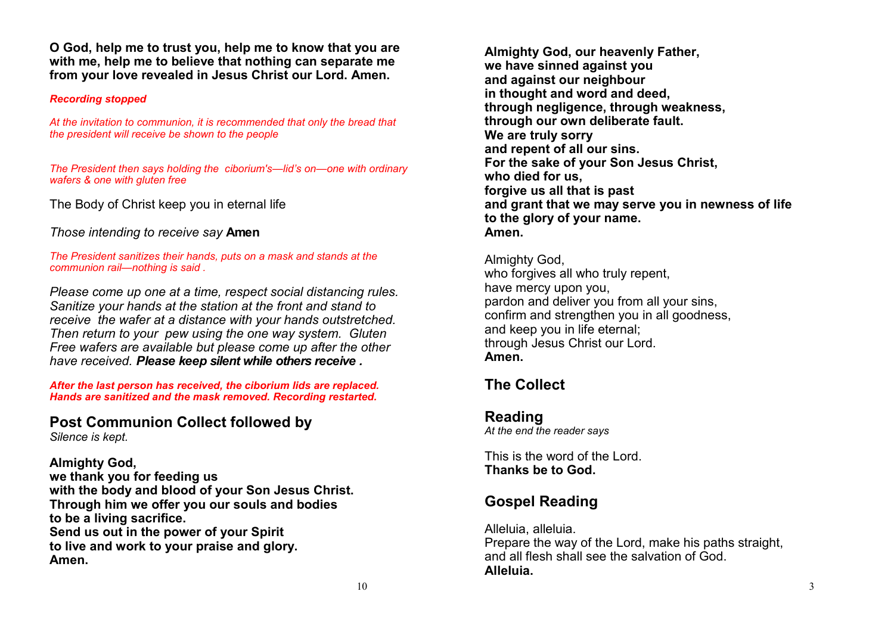**O God, help me to trust you, help me to know that you are with me, help me to believe that nothing can separate me from your love revealed in Jesus Christ our Lord. Amen.**

***Recording stopped***

*At the invitation to communion, it is recommended that only the bread that the president will receive be shown to the people*

*The President then says holding the ciborium's—lid's on—one with ordinary wafers & one with gluten free*

The Body of Christ keep you in eternal life

*Those intending to receive say* **Amen**

*The President sanitizes their hands, puts on a mask and stands at the communion rail—nothing is said .*

*Please come up one at a time, respect social distancing rules. Sanitize your hands at the station at the front and stand to receive the wafer at a distance with your hands outstretched. Then return to your pew using the one way system. Gluten Free wafers are available but please come up after the other have received.* ***Please keep silent while others receive .***

***After the last person has received, the ciborium lids are replaced. Hands are sanitized and the mask removed. Recording restarted.***

## Post Communion Collect followed by

*Silence is kept.*

**Almighty God,**
**we thank you for feeding us**
**with the body and blood of your Son Jesus Christ.**
**Through him we offer you our souls and bodies**
**to be a living sacrifice.**
**Send us out in the power of your Spirit**
**to live and work to your praise and glory.**
**Amen.**

**Almighty God, our heavenly Father,**
**we have sinned against you**
**and against our neighbour**
**in thought and word and deed,**
**through negligence, through weakness,**
**through our own deliberate fault.**
**We are truly sorry**
**and repent of all our sins.**
**For the sake of your Son Jesus Christ,**
**who died for us,**
**forgive us all that is past**
**and grant that we may serve you in newness of life**
**to the glory of your name.**
**Amen.**

Almighty God,
who forgives all who truly repent,
have mercy upon you,
pardon and deliver you from all your sins,
confirm and strengthen you in all goodness,
and keep you in life eternal;
through Jesus Christ our Lord.
**Amen.**

## The Collect

## Reading

*At the end the reader says*

This is the word of the Lord.
**Thanks be to God.**

## Gospel Reading

Alleluia, alleluia.
Prepare the way of the Lord, make his paths straight,
and all flesh shall see the salvation of God.
**Alleluia.**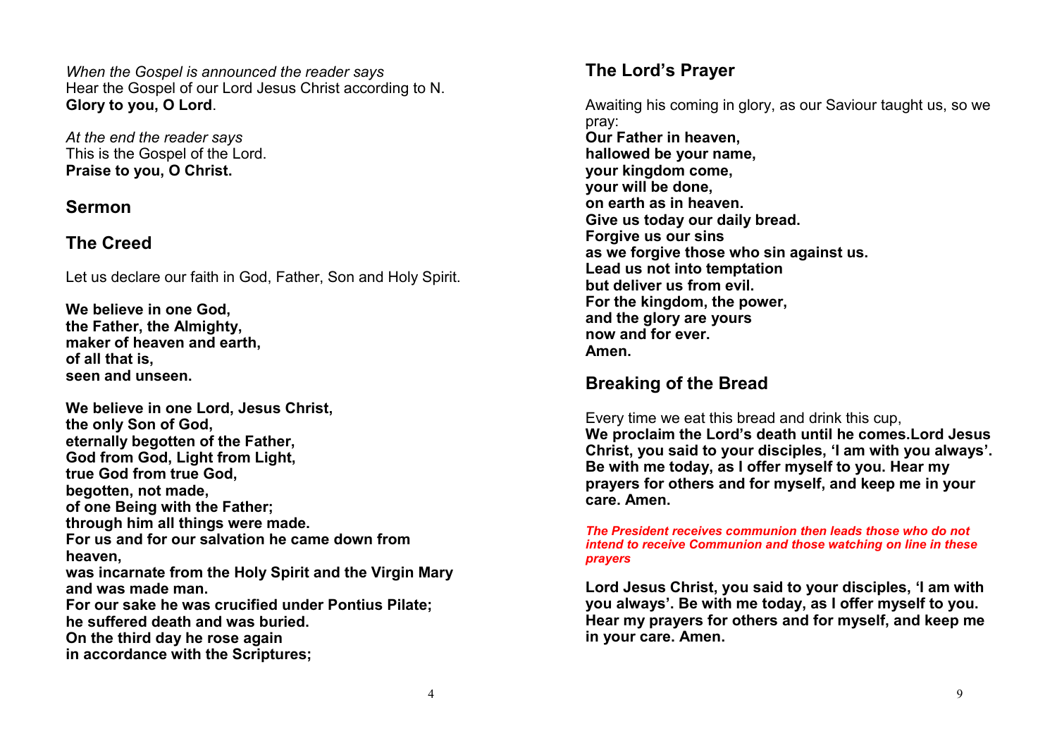*When the Gospel is announced the reader says*
Hear the Gospel of our Lord Jesus Christ according to N.
**Glory to you, O Lord**.

*At the end the reader says*
This is the Gospel of the Lord.
**Praise to you, O Christ.**

## Sermon

## The Creed

Let us declare our faith in God, Father, Son and Holy Spirit.

**We believe in one God,**
**the Father, the Almighty,**
**maker of heaven and earth,**
**of all that is,**
**seen and unseen.**

**We believe in one Lord, Jesus Christ,**
**the only Son of God,**
**eternally begotten of the Father,**
**God from God, Light from Light,**
**true God from true God,**
**begotten, not made,**
**of one Being with the Father;**
**through him all things were made.**
**For us and for our salvation he came down from heaven,**
**was incarnate from the Holy Spirit and the Virgin Mary and was made man.**
**For our sake he was crucified under Pontius Pilate;**
**he suffered death and was buried.**
**On the third day he rose again**
**in accordance with the Scriptures;**

## The Lord's Prayer

Awaiting his coming in glory, as our Saviour taught us, so we pray:
**Our Father in heaven,**
**hallowed be your name,**
**your kingdom come,**
**your will be done,**
**on earth as in heaven.**
**Give us today our daily bread.**
**Forgive us our sins**
**as we forgive those who sin against us.**
**Lead us not into temptation**
**but deliver us from evil.**
**For the kingdom, the power,**
**and the glory are yours**
**now and for ever.**
**Amen.**

## Breaking of the Bread

Every time we eat this bread and drink this cup,
**We proclaim the Lord's death until he comes.Lord Jesus Christ, you said to your disciples, 'I am with you always'. Be with me today, as I offer myself to you. Hear my prayers for others and for myself, and keep me in your care. Amen.**

***The President receives communion then leads those who do not intend to receive Communion and those watching on line in these prayers***

**Lord Jesus Christ, you said to your disciples, 'I am with you always'. Be with me today, as I offer myself to you. Hear my prayers for others and for myself, and keep me in your care. Amen.**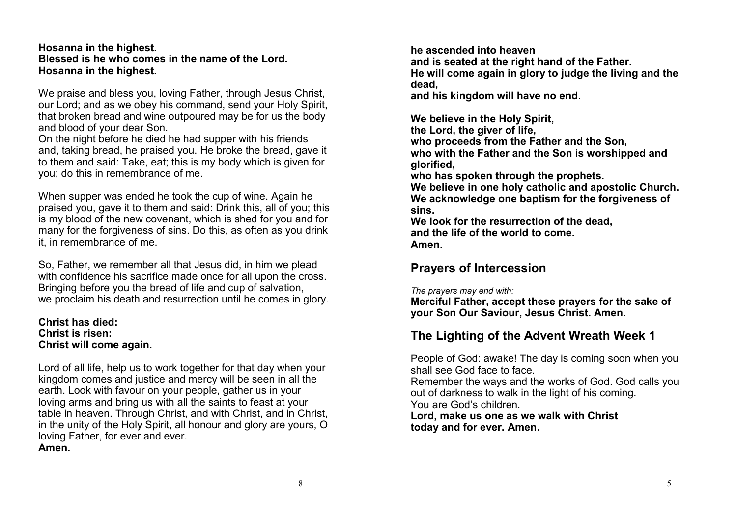**Hosanna in the highest.**
**Blessed is he who comes in the name of the Lord.**
**Hosanna in the highest.**

We praise and bless you, loving Father, through Jesus Christ, our Lord; and as we obey his command, send your Holy Spirit, that broken bread and wine outpoured may be for us the body and blood of your dear Son.
On the night before he died he had supper with his friends and, taking bread, he praised you. He broke the bread, gave it to them and said: Take, eat; this is my body which is given for you; do this in remembrance of me.

When supper was ended he took the cup of wine. Again he praised you, gave it to them and said: Drink this, all of you; this is my blood of the new covenant, which is shed for you and for many for the forgiveness of sins. Do this, as often as you drink it, in remembrance of me.

So, Father, we remember all that Jesus did, in him we plead with confidence his sacrifice made once for all upon the cross. Bringing before you the bread of life and cup of salvation, we proclaim his death and resurrection until he comes in glory.

**Christ has died:**
**Christ is risen:**
**Christ will come again.**

Lord of all life, help us to work together for that day when your kingdom comes and justice and mercy will be seen in all the earth. Look with favour on your people, gather us in your loving arms and bring us with all the saints to feast at your table in heaven. Through Christ, and with Christ, and in Christ, in the unity of the Holy Spirit, all honour and glory are yours, O loving Father, for ever and ever.
**Amen.**

**he ascended into heaven**
**and is seated at the right hand of the Father.**
**He will come again in glory to judge the living and the dead,**
**and his kingdom will have no end.**

**We believe in the Holy Spirit,**
**the Lord, the giver of life,**
**who proceeds from the Father and the Son,**
**who with the Father and the Son is worshipped and glorified,**
**who has spoken through the prophets.**
**We believe in one holy catholic and apostolic Church.**
**We acknowledge one baptism for the forgiveness of sins.**
**We look for the resurrection of the dead,**
**and the life of the world to come.**
**Amen.**

## Prayers of Intercession

*The prayers may end with:*
**Merciful Father, accept these prayers for the sake of your Son Our Saviour, Jesus Christ. Amen.**

## The Lighting of the Advent Wreath Week 1

People of God: awake! The day is coming soon when you shall see God face to face.
Remember the ways and the works of God. God calls you out of darkness to walk in the light of his coming.
You are God's children.
**Lord, make us one as we walk with Christ**
**today and for ever. Amen.**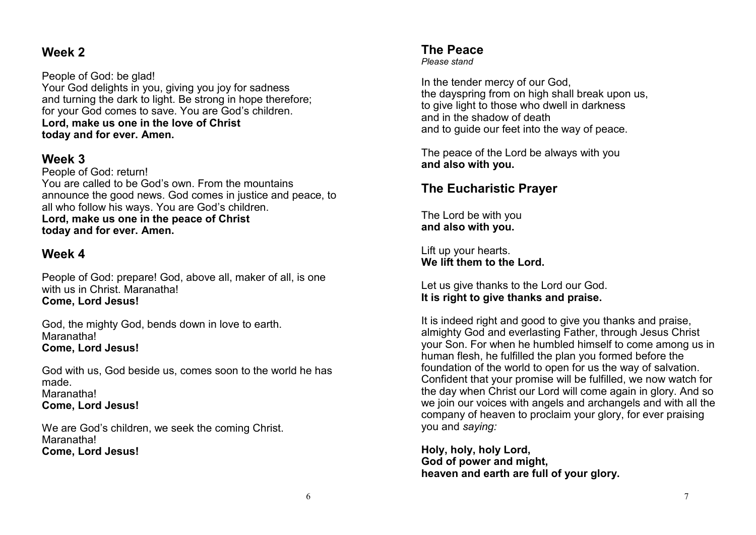## Week 2

People of God: be glad!
Your God delights in you, giving you joy for sadness and turning the dark to light. Be strong in hope therefore; for your God comes to save. You are God's children.
**Lord, make us one in the love of Christ**
**today and for ever. Amen.**

## Week 3

People of God: return!
You are called to be God's own. From the mountains announce the good news. God comes in justice and peace, to all who follow his ways. You are God's children.
**Lord, make us one in the peace of Christ**
**today and for ever. Amen.**

## Week 4

People of God: prepare! God, above all, maker of all, is one with us in Christ. Maranatha!
**Come, Lord Jesus!**

God, the mighty God, bends down in love to earth.
Maranatha!
**Come, Lord Jesus!**

God with us, God beside us, comes soon to the world he has made.
Maranatha!
**Come, Lord Jesus!**

We are God's children, we seek the coming Christ.
Maranatha!
**Come, Lord Jesus!**

## The Peace

*Please stand*

In the tender mercy of our God,
the dayspring from on high shall break upon us,
to give light to those who dwell in darkness
and in the shadow of death
and to guide our feet into the way of peace.

The peace of the Lord be always with you
**and also with you.**

## The Eucharistic Prayer

The Lord be with you
**and also with you.**

Lift up your hearts.
**We lift them to the Lord.**

Let us give thanks to the Lord our God.
**It is right to give thanks and praise.**

It is indeed right and good to give you thanks and praise, almighty God and everlasting Father, through Jesus Christ your Son. For when he humbled himself to come among us in human flesh, he fulfilled the plan you formed before the foundation of the world to open for us the way of salvation. Confident that your promise will be fulfilled, we now watch for the day when Christ our Lord will come again in glory. And so we join our voices with angels and archangels and with all the company of heaven to proclaim your glory, for ever praising you and *saying:*

**Holy, holy, holy Lord,**
**God of power and might,**
**heaven and earth are full of your glory.**